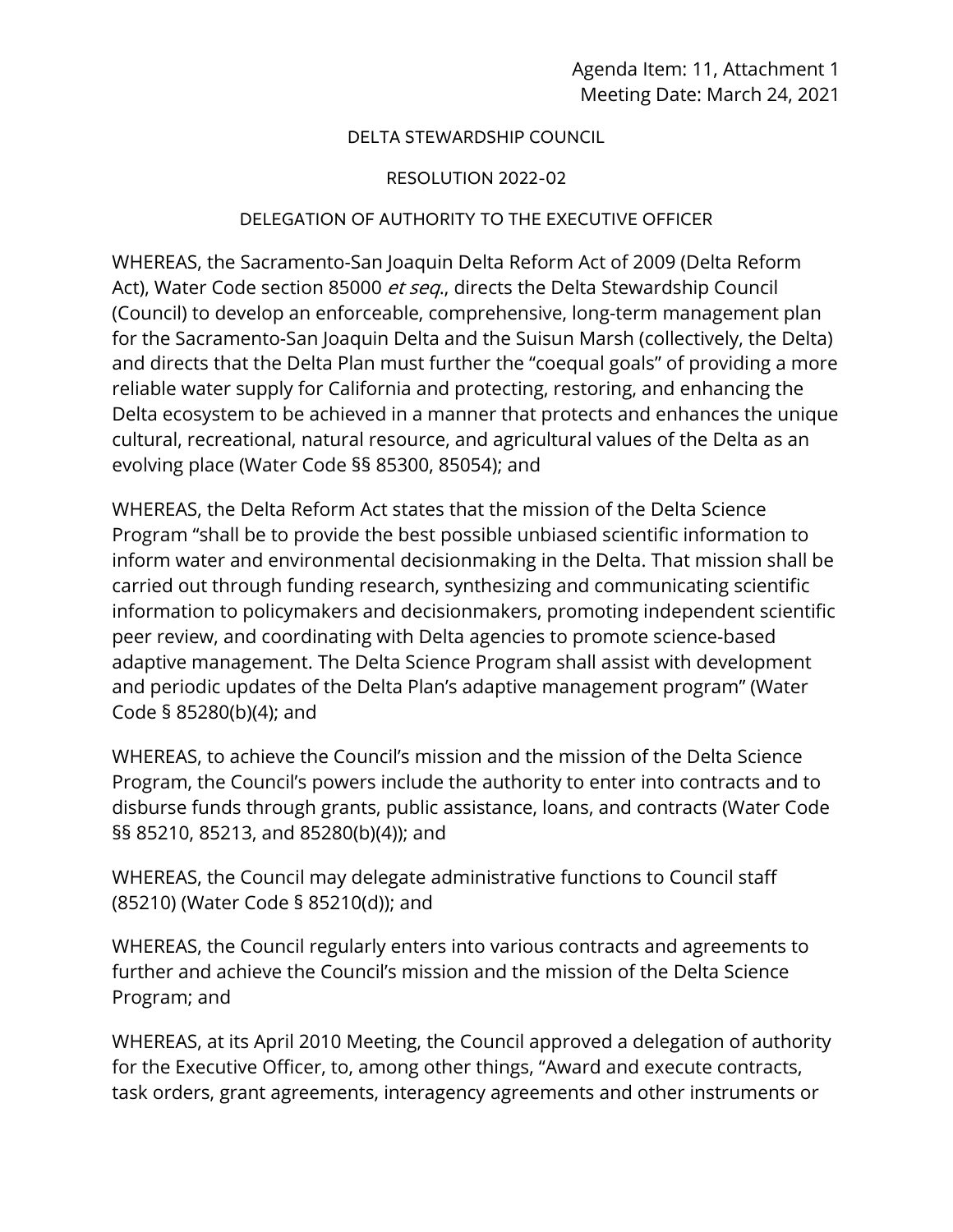Agenda Item: 11, Attachment 1
Meeting Date: March 24, 2021

DELTA STEWARDSHIP COUNCIL

RESOLUTION 2022-02

DELEGATION OF AUTHORITY TO THE EXECUTIVE OFFICER

WHEREAS, the Sacramento-San Joaquin Delta Reform Act of 2009 (Delta Reform Act), Water Code section 85000 *et seq*., directs the Delta Stewardship Council (Council) to develop an enforceable, comprehensive, long-term management plan for the Sacramento-San Joaquin Delta and the Suisun Marsh (collectively, the Delta) and directs that the Delta Plan must further the "coequal goals" of providing a more reliable water supply for California and protecting, restoring, and enhancing the Delta ecosystem to be achieved in a manner that protects and enhances the unique cultural, recreational, natural resource, and agricultural values of the Delta as an evolving place (Water Code §§ 85300, 85054); and

WHEREAS, the Delta Reform Act states that the mission of the Delta Science Program "shall be to provide the best possible unbiased scientific information to inform water and environmental decisionmaking in the Delta. That mission shall be carried out through funding research, synthesizing and communicating scientific information to policymakers and decisionmakers, promoting independent scientific peer review, and coordinating with Delta agencies to promote science-based adaptive management. The Delta Science Program shall assist with development and periodic updates of the Delta Plan's adaptive management program" (Water Code § 85280(b)(4); and

WHEREAS, to achieve the Council's mission and the mission of the Delta Science Program, the Council's powers include the authority to enter into contracts and to disburse funds through grants, public assistance, loans, and contracts (Water Code §§ 85210, 85213, and 85280(b)(4)); and

WHEREAS, the Council may delegate administrative functions to Council staff (85210) (Water Code § 85210(d)); and

WHEREAS, the Council regularly enters into various contracts and agreements to further and achieve the Council's mission and the mission of the Delta Science Program; and

WHEREAS, at its April 2010 Meeting, the Council approved a delegation of authority for the Executive Officer, to, among other things, "Award and execute contracts, task orders, grant agreements, interagency agreements and other instruments or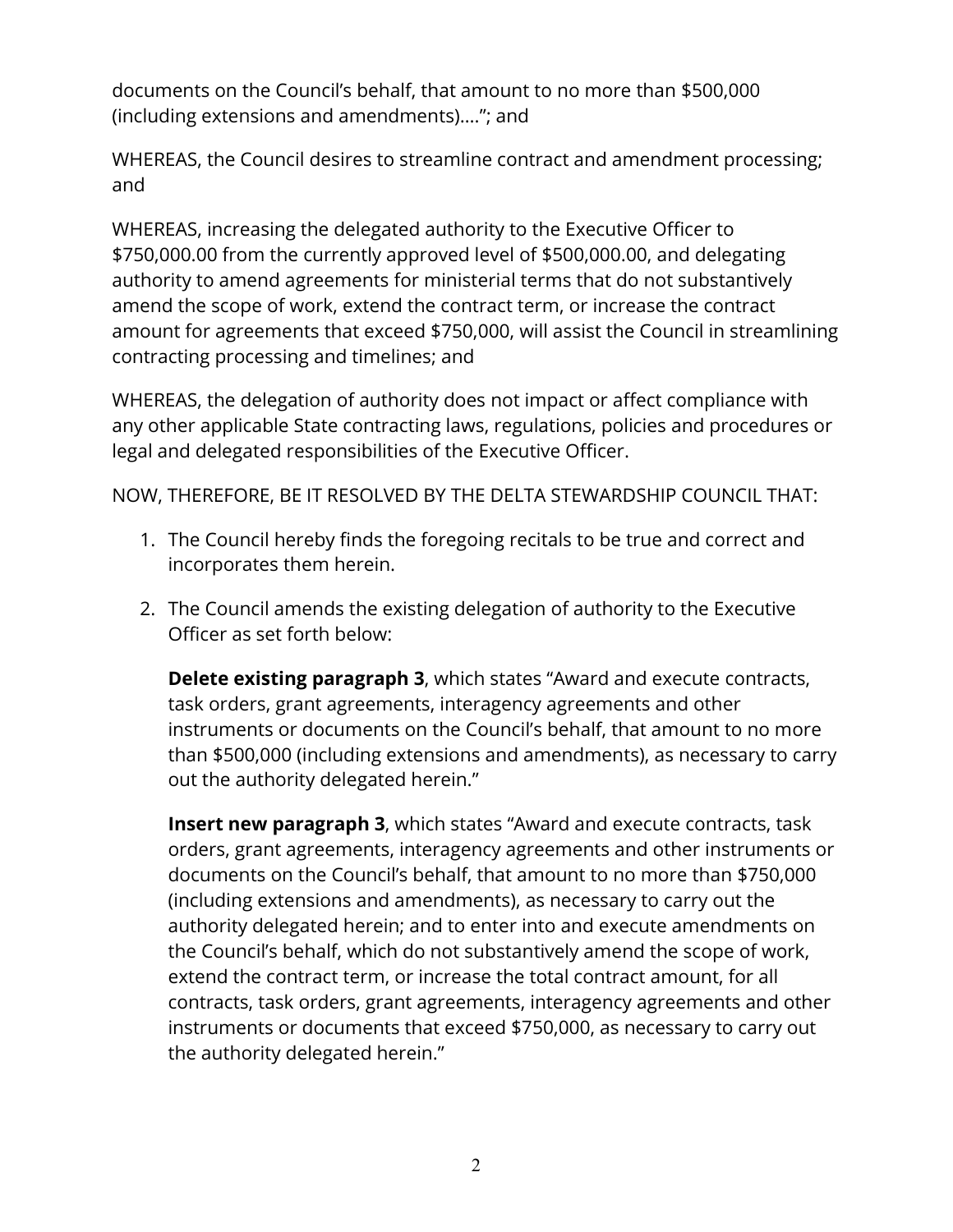documents on the Council's behalf, that amount to no more than $500,000 (including extensions and amendments)…."; and

WHEREAS, the Council desires to streamline contract and amendment processing; and

WHEREAS, increasing the delegated authority to the Executive Officer to $750,000.00 from the currently approved level of $500,000.00, and delegating authority to amend agreements for ministerial terms that do not substantively amend the scope of work, extend the contract term, or increase the contract amount for agreements that exceed $750,000, will assist the Council in streamlining contracting processing and timelines; and

WHEREAS, the delegation of authority does not impact or affect compliance with any other applicable State contracting laws, regulations, policies and procedures or legal and delegated responsibilities of the Executive Officer.

NOW, THEREFORE, BE IT RESOLVED BY THE DELTA STEWARDSHIP COUNCIL THAT:

1. The Council hereby finds the foregoing recitals to be true and correct and incorporates them herein.

2. The Council amends the existing delegation of authority to the Executive Officer as set forth below:

   **Delete existing paragraph 3**, which states "Award and execute contracts, task orders, grant agreements, interagency agreements and other instruments or documents on the Council's behalf, that amount to no more than $500,000 (including extensions and amendments), as necessary to carry out the authority delegated herein."

   **Insert new paragraph 3**, which states "Award and execute contracts, task orders, grant agreements, interagency agreements and other instruments or documents on the Council's behalf, that amount to no more than $750,000 (including extensions and amendments), as necessary to carry out the authority delegated herein; and to enter into and execute amendments on the Council's behalf, which do not substantively amend the scope of work, extend the contract term, or increase the total contract amount, for all contracts, task orders, grant agreements, interagency agreements and other instruments or documents that exceed $750,000, as necessary to carry out the authority delegated herein."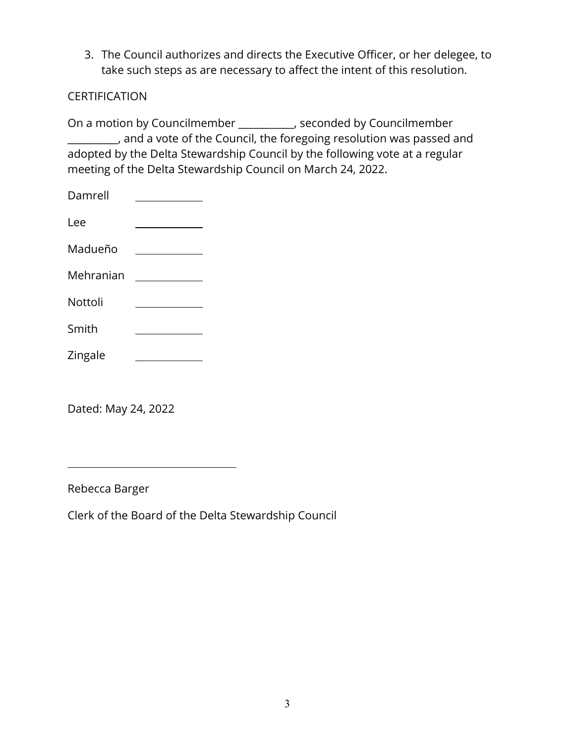3. The Council authorizes and directs the Executive Officer, or her delegee, to take such steps as are necessary to affect the intent of this resolution.

CERTIFICATION

On a motion by Councilmember ___________, seconded by Councilmember __________, and a vote of the Council, the foregoing resolution was passed and adopted by the Delta Stewardship Council by the following vote at a regular meeting of the Delta Stewardship Council on March 24, 2022.

Damrell ____________

Lee ____________

Madueño ____________

Mehranian ____________

Nottoli ____________

Smith ____________

Zingale ____________

Dated: May 24, 2022

______________________________

Rebecca Barger

Clerk of the Board of the Delta Stewardship Council